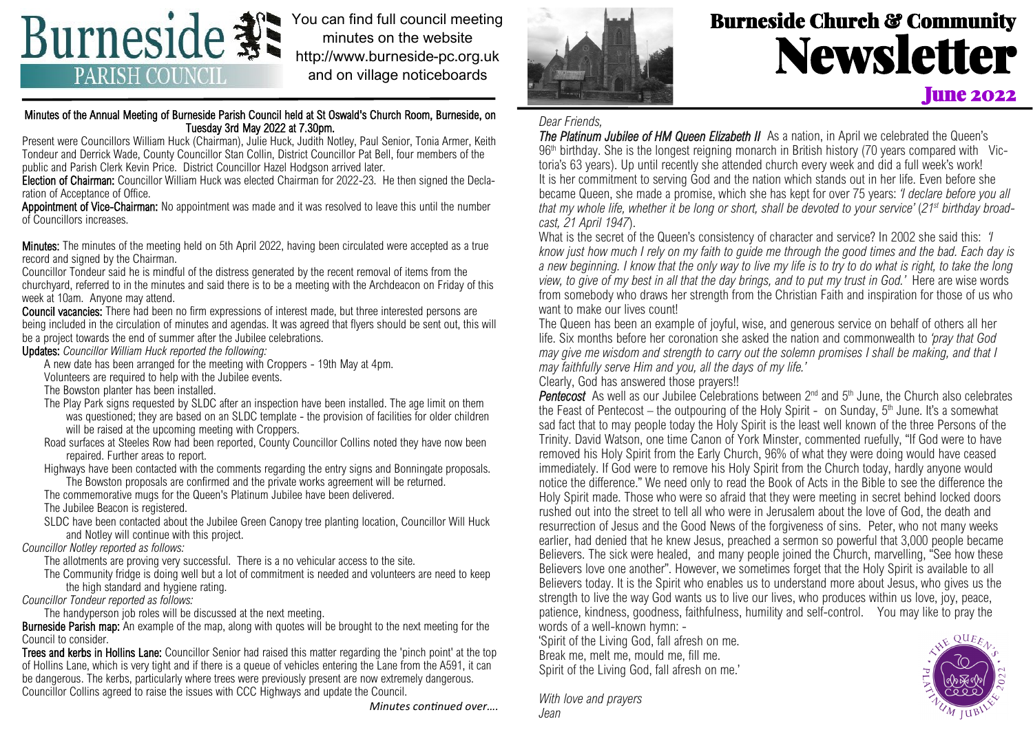# Burneside PARISH COUNCIL

You can find full council meeting minutes on the website http://www.burneside-pc.org.uk and on village noticeboards

## Minutes of the Annual Meeting of Burneside Parish Council held at St Oswald's Church Room, Burneside, on Tuesday 3rd May 2022 at 7.30pm.

Present were Councillors William Huck (Chairman), Julie Huck, Judith Notley, Paul Senior, Tonia Armer, Keith Tondeur and Derrick Wade, County Councillor Stan Collin, District Councillor Pat Bell, four members of the public and Parish Clerk Kevin Price. District Councillor Hazel Hodgson arrived later.

**Election of Chairman:** Councillor William Huck was elected Chairman for 2022-23. He then signed the Declaration of Acceptance of Office.

**Appointment of Vice-Chairman:** No appointment was made and it was resolved to leave this until the number of Councillors increases.

**Minutes:** The minutes of the meeting held on 5th April 2022, having been circulated were accepted as a true record and signed by the Chairman.

Councillor Tondeur said he is mindful of the distress generated by the recent removal of items from the churchyard, referred to in the minutes and said there is to be a meeting with the Archdeacon on Friday of this week at 10am. Anyone may attend.

**Council vacancies:** There had been no firm expressions of interest made, but three interested persons are being included in the circulation of minutes and agendas. It was agreed that flyers should be sent out, this will be a project towards the end of summer after the Jubilee celebrations.

**Updates:** *Councillor William Huck reported the following:*

- A new date has been arranged for the meeting with Croppers - 19th May at 4pm.
- Volunteers are required to help with the Jubilee events.
- The Bowston planter has been installed.
- The Play Park signs requested by SLDC after an inspection have been installed. The age limit on them was questioned; they are based on an SLDC template - the provision of facilities for older children will be raised at the upcoming meeting with Croppers.
- Road surfaces at Steeles Row had been reported, County Councillor Collins noted they have now been repaired. Further areas to report.
- Highways have been contacted with the comments regarding the entry signs and Bonningate proposals. The Bowston proposals are confirmed and the private works agreement will be returned.
- The commemorative mugs for the Queen's Platinum Jubilee have been delivered.
- The Jubilee Beacon is registered.
- SLDC have been contacted about the Jubilee Green Canopy tree planting location, Councillor Will Huck and Notley will continue with this project.

*Councillor Notley reported as follows:*

- The allotments are proving very successful. There is a no vehicular access to the site.
- The Community fridge is doing well but a lot of commitment is needed and volunteers are need to keep the high standard and hygiene rating.

*Councillor Tondeur reported as follows:*

- The handyperson job roles will be discussed at the next meeting.

**Burneside Parish map:** An example of the map, along with quotes will be brought to the next meeting for the Council to consider.

**Trees and kerbs in Hollins Lane:** Councillor Senior had raised this matter regarding the 'pinch point' at the top of Hollins Lane, which is very tight and if there is a queue of vehicles entering the Lane from the A591, it can be dangerous. The kerbs, particularly where trees were previously present are now extremely dangerous. Councillor Collins agreed to raise the issues with CCC Highways and update the Council.

*Minutes continued over….*

# Burneside Church & Community Newsletter

## June 2022

*Dear Friends,*

***The Platinum Jubilee of HM Queen Elizabeth II*** As a nation, in April we celebrated the Queen's 96th birthday. She is the longest reigning monarch in British history (70 years compared with Victoria's 63 years). Up until recently she attended church every week and did a full week's work! It is her commitment to serving God and the nation which stands out in her life. Even before she became Queen, she made a promise, which she has kept for over 75 years: *'I declare before you all that my whole life, whether it be long or short, shall be devoted to your service'* (*21st birthday broadcast, 21 April 1947*).

What is the secret of the Queen's consistency of character and service? In 2002 she said this: *'I know just how much I rely on my faith to guide me through the good times and the bad. Each day is a new beginning. I know that the only way to live my life is to try to do what is right, to take the long view, to give of my best in all that the day brings, and to put my trust in God.'* Here are wise words from somebody who draws her strength from the Christian Faith and inspiration for those of us who want to make our lives count!

The Queen has been an example of joyful, wise, and generous service on behalf of others all her life. Six months before her coronation she asked the nation and commonwealth to *'pray that God may give me wisdom and strength to carry out the solemn promises I shall be making, and that I may faithfully serve Him and you, all the days of my life.'*

Clearly, God has answered those prayers!!

***Pentecost*** As well as our Jubilee Celebrations between 2nd and 5th June, the Church also celebrates the Feast of Pentecost – the outpouring of the Holy Spirit - on Sunday, 5th June. It's a somewhat sad fact that to may people today the Holy Spirit is the least well known of the three Persons of the Trinity. David Watson, one time Canon of York Minster, commented ruefully, "If God were to have removed his Holy Spirit from the Early Church, 96% of what they were doing would have ceased immediately. If God were to remove his Holy Spirit from the Church today, hardly anyone would notice the difference." We need only to read the Book of Acts in the Bible to see the difference the Holy Spirit made. Those who were so afraid that they were meeting in secret behind locked doors rushed out into the street to tell all who were in Jerusalem about the love of God, the death and resurrection of Jesus and the Good News of the forgiveness of sins. Peter, who not many weeks earlier, had denied that he knew Jesus, preached a sermon so powerful that 3,000 people became Believers. The sick were healed, and many people joined the Church, marvelling, "See how these Believers love one another". However, we sometimes forget that the Holy Spirit is available to all Believers today. It is the Spirit who enables us to understand more about Jesus, who gives us the strength to live the way God wants us to live our lives, who produces within us love, joy, peace, patience, kindness, goodness, faithfulness, humility and self-control. You may like to pray the words of a well-known hymn: -

'Spirit of the Living God, fall afresh on me.
Break me, melt me, mould me, fill me.
Spirit of the Living God, fall afresh on me.'

*With love and prayers*
*Jean*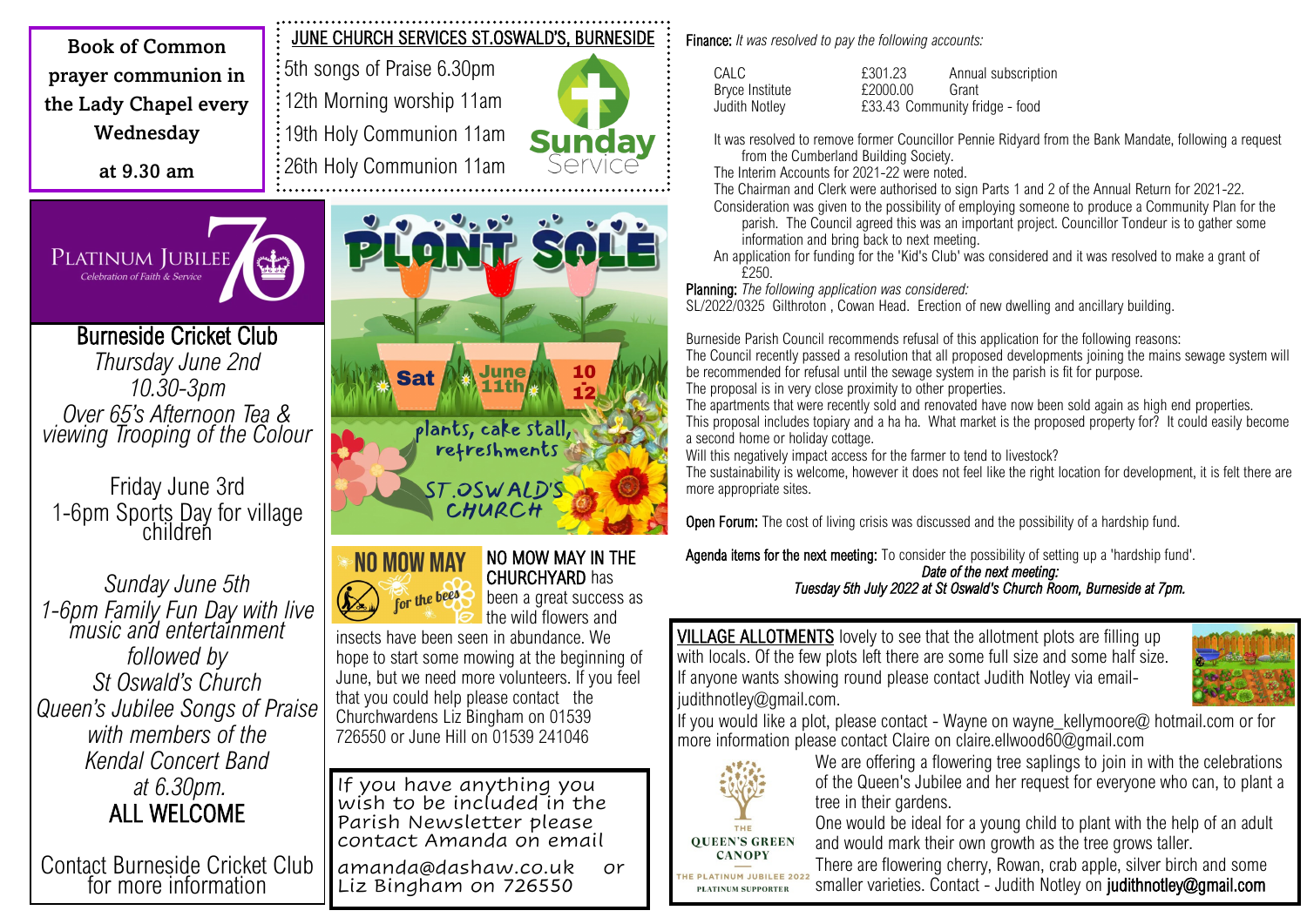**Book of Common prayer communion in the Lady Chapel every Wednesday**

**at 9.30 am**

## JUNE CHURCH SERVICES ST.OSWALD'S, BURNESIDE

5th songs of Praise 6.30pm

12th Morning worship 11am

19th Holy Communion 11am

26th Holy Communion 11am

Sunday Service

PLATINUM JUBILEE
Celebration of Faith & Service

## Burneside Cricket Club

*Thursday June 2nd*
*10.30-3pm*
*Over 65's Afternoon Tea & viewing Trooping of the Colour*

Friday June 3rd
1-6pm Sports Day for village children

*Sunday June 5th*
*1-6pm Family Fun Day with live music and entertainment followed by*
*St Oswald's Church*
*Queen's Jubilee Songs of Praise with members of the Kendal Concert Band at 6.30pm.*

**ALL WELCOME**

Contact Burneside Cricket Club for more information

## PLANT SALE

Sat June 11th 10 - 12

plants, cake stall, refreshments

ST.OSWALD'S CHURCH

NO MOW MAY for the bees

**NO MOW MAY IN THE CHURCHYARD** has been a great success as the wild flowers and insects have been seen in abundance. We hope to start some mowing at the beginning of June, but we need more volunteers. If you feel that you could help please contact the Churchwardens Liz Bingham on 01539 726550 or June Hill on 01539 241046

If you have anything you wish to be included in the Parish Newsletter please contact Amanda on email amanda@dashaw.co.uk or Liz Bingham on 726550

**Finance:** *It was resolved to pay the following accounts:*

| | | |
|---|---|---|
| CALC | £301.23 | Annual subscription |
| Bryce Institute | £2000.00 | Grant |
| Judith Notley | £33.43 | Community fridge - food |

It was resolved to remove former Councillor Pennie Ridyard from the Bank Mandate, following a request from the Cumberland Building Society.
The Interim Accounts for 2021-22 were noted.
The Chairman and Clerk were authorised to sign Parts 1 and 2 of the Annual Return for 2021-22.
Consideration was given to the possibility of employing someone to produce a Community Plan for the parish. The Council agreed this was an important project. Councillor Tondeur is to gather some information and bring back to next meeting.
An application for funding for the 'Kid's Club' was considered and it was resolved to make a grant of £250.

**Planning:** *The following application was considered:*
SL/2022/0325 Gilthroton , Cowan Head. Erection of new dwelling and ancillary building.

Burneside Parish Council recommends refusal of this application for the following reasons:
The Council recently passed a resolution that all proposed developments joining the mains sewage system will be recommended for refusal until the sewage system in the parish is fit for purpose.
The proposal is in very close proximity to other properties.
The apartments that were recently sold and renovated have now been sold again as high end properties.
This proposal includes topiary and a ha ha. What market is the proposed property for? It could easily become a second home or holiday cottage.
Will this negatively impact access for the farmer to tend to livestock?
The sustainability is welcome, however it does not feel like the right location for development, it is felt there are more appropriate sites.

**Open Forum:** The cost of living crisis was discussed and the possibility of a hardship fund.

**Agenda items for the next meeting:** To consider the possibility of setting up a 'hardship fund'.

*Date of the next meeting:*
*Tuesday 5th July 2022 at St Oswald's Church Room, Burneside at 7pm.*

**VILLAGE ALLOTMENTS** lovely to see that the allotment plots are filling up with locals. Of the few plots left there are some full size and some half size. If anyone wants showing round please contact Judith Notley via email- judithnotley@gmail.com.
If you would like a plot, please contact - Wayne on wayne_kellymoore@ hotmail.com or for more information please contact Claire on claire.ellwood60@gmail.com

THE QUEEN'S GREEN CANOPY
THE PLATINUM JUBILEE 2022
PLATINUM SUPPORTER

We are offering a flowering tree saplings to join in with the celebrations of the Queen's Jubilee and her request for everyone who can, to plant a tree in their gardens.
One would be ideal for a young child to plant with the help of an adult and would mark their own growth as the tree grows taller.
There are flowering cherry, Rowan, crab apple, silver birch and some smaller varieties. Contact - Judith Notley on **judithnotley@gmail.com**